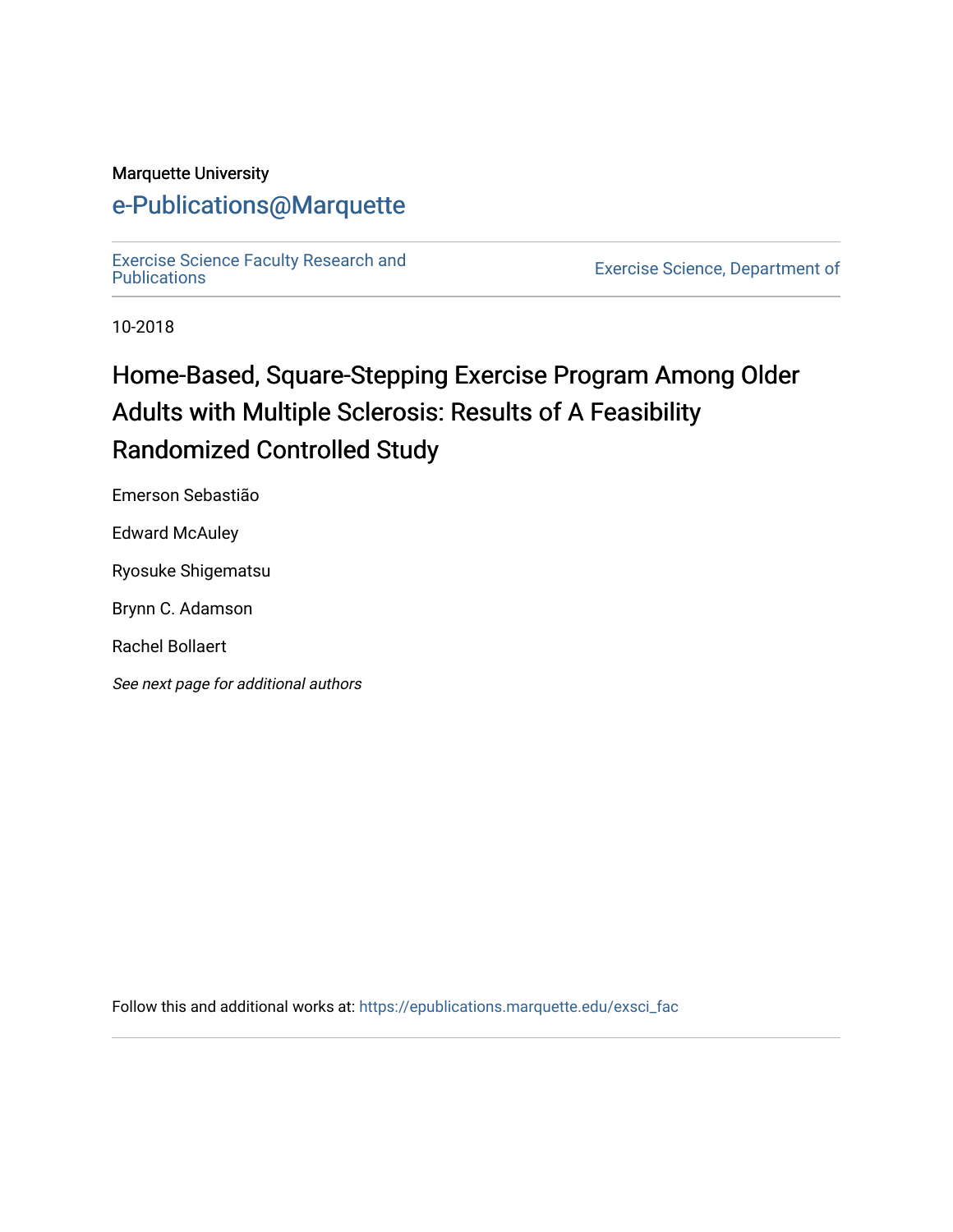Marquette University

# e-Publications@Marquette

Exercise Science Faculty Research and Publications

Exercise Science, Department of

10-2018

## Home-Based, Square-Stepping Exercise Program Among Older Adults with Multiple Sclerosis: Results of A Feasibility Randomized Controlled Study

Emerson Sebastião

Edward McAuley

Ryosuke Shigematsu

Brynn C. Adamson

Rachel Bollaert

*See next page for additional authors*

Follow this and additional works at: https://epublications.marquette.edu/exsci_fac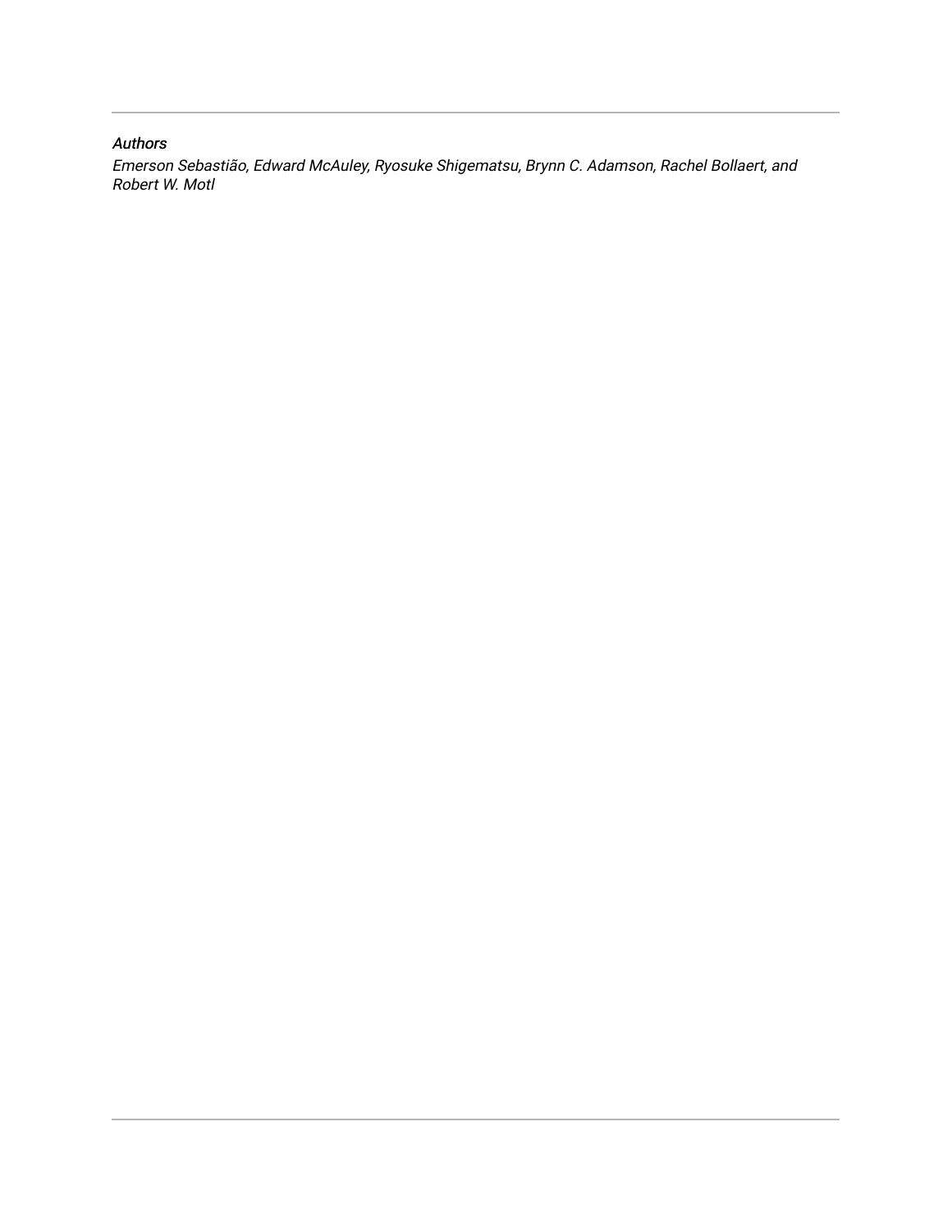*Authors*

*Emerson Sebastião, Edward McAuley, Ryosuke Shigematsu, Brynn C. Adamson, Rachel Bollaert, and Robert W. Motl*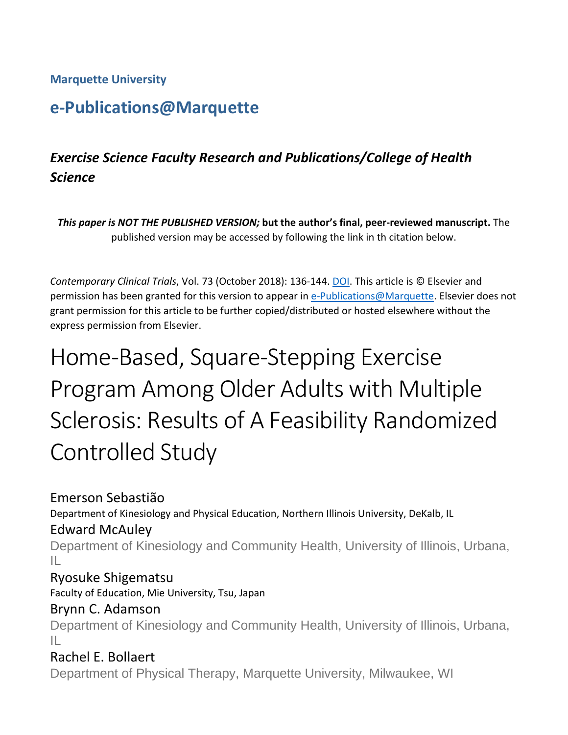**Marquette University**

## e-Publications@Marquette

### *Exercise Science Faculty Research and Publications/College of Health Science*

***This paper is NOT THE PUBLISHED VERSION;* but the author's final, peer-reviewed manuscript.** The published version may be accessed by following the link in th citation below.

*Contemporary Clinical Trials*, Vol. 73 (October 2018): 136-144. DOI. This article is © Elsevier and permission has been granted for this version to appear in e-Publications@Marquette. Elsevier does not grant permission for this article to be further copied/distributed or hosted elsewhere without the express permission from Elsevier.

# Home-Based, Square-Stepping Exercise Program Among Older Adults with Multiple Sclerosis: Results of A Feasibility Randomized Controlled Study

Emerson Sebastião
Department of Kinesiology and Physical Education, Northern Illinois University, DeKalb, IL

Edward McAuley
Department of Kinesiology and Community Health, University of Illinois, Urbana, IL

Ryosuke Shigematsu
Faculty of Education, Mie University, Tsu, Japan

Brynn C. Adamson
Department of Kinesiology and Community Health, University of Illinois, Urbana, IL

Rachel E. Bollaert
Department of Physical Therapy, Marquette University, Milwaukee, WI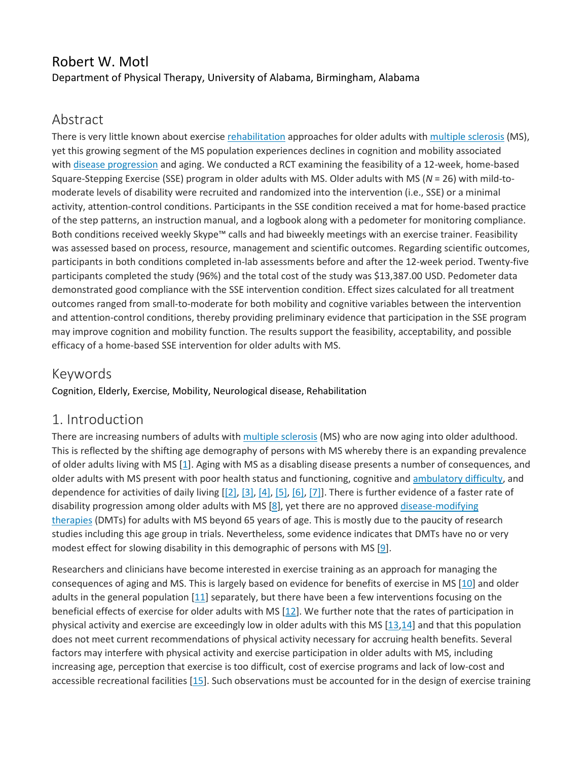## Robert W. Motl

Department of Physical Therapy, University of Alabama, Birmingham, Alabama

## Abstract

There is very little known about exercise rehabilitation approaches for older adults with multiple sclerosis (MS), yet this growing segment of the MS population experiences declines in cognition and mobility associated with disease progression and aging. We conducted a RCT examining the feasibility of a 12-week, home-based Square-Stepping Exercise (SSE) program in older adults with MS. Older adults with MS (*N* = 26) with mild-to-moderate levels of disability were recruited and randomized into the intervention (i.e., SSE) or a minimal activity, attention-control conditions. Participants in the SSE condition received a mat for home-based practice of the step patterns, an instruction manual, and a logbook along with a pedometer for monitoring compliance. Both conditions received weekly Skype™ calls and had biweekly meetings with an exercise trainer. Feasibility was assessed based on process, resource, management and scientific outcomes. Regarding scientific outcomes, participants in both conditions completed in-lab assessments before and after the 12-week period. Twenty-five participants completed the study (96%) and the total cost of the study was $13,387.00 USD. Pedometer data demonstrated good compliance with the SSE intervention condition. Effect sizes calculated for all treatment outcomes ranged from small-to-moderate for both mobility and cognitive variables between the intervention and attention-control conditions, thereby providing preliminary evidence that participation in the SSE program may improve cognition and mobility function. The results support the feasibility, acceptability, and possible efficacy of a home-based SSE intervention for older adults with MS.

## Keywords

Cognition, Elderly, Exercise, Mobility, Neurological disease, Rehabilitation

## 1. Introduction

There are increasing numbers of adults with multiple sclerosis (MS) who are now aging into older adulthood. This is reflected by the shifting age demography of persons with MS whereby there is an expanding prevalence of older adults living with MS [1]. Aging with MS as a disabling disease presents a number of consequences, and older adults with MS present with poor health status and functioning, cognitive and ambulatory difficulty, and dependence for activities of daily living [[2], [3], [4], [5], [6], [7]]. There is further evidence of a faster rate of disability progression among older adults with MS [8], yet there are no approved disease-modifying therapies (DMTs) for adults with MS beyond 65 years of age. This is mostly due to the paucity of research studies including this age group in trials. Nevertheless, some evidence indicates that DMTs have no or very modest effect for slowing disability in this demographic of persons with MS [9].

Researchers and clinicians have become interested in exercise training as an approach for managing the consequences of aging and MS. This is largely based on evidence for benefits of exercise in MS [10] and older adults in the general population [11] separately, but there have been a few interventions focusing on the beneficial effects of exercise for older adults with MS [12]. We further note that the rates of participation in physical activity and exercise are exceedingly low in older adults with this MS [13,14] and that this population does not meet current recommendations of physical activity necessary for accruing health benefits. Several factors may interfere with physical activity and exercise participation in older adults with MS, including increasing age, perception that exercise is too difficult, cost of exercise programs and lack of low-cost and accessible recreational facilities [15]. Such observations must be accounted for in the design of exercise training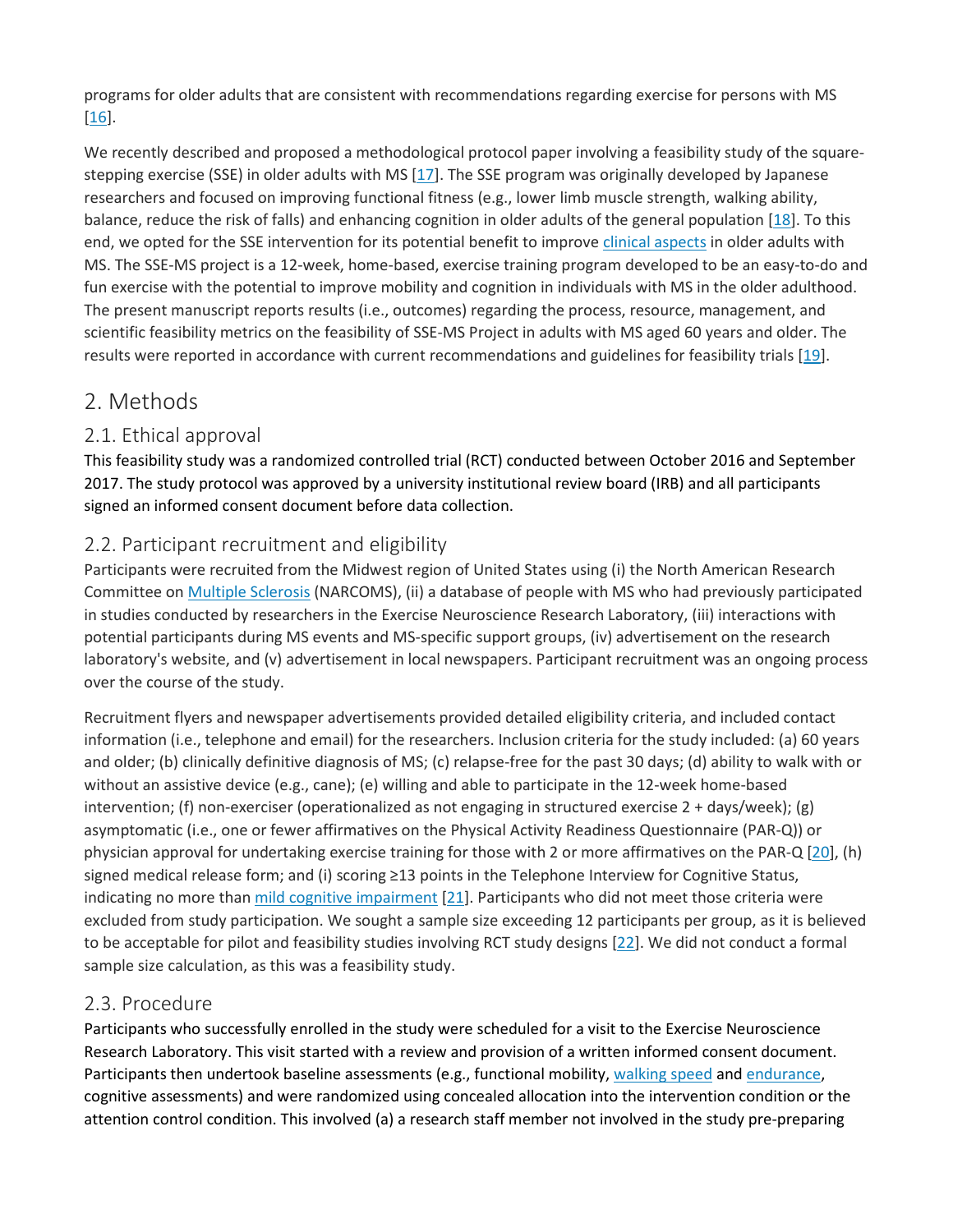programs for older adults that are consistent with recommendations regarding exercise for persons with MS [16].

We recently described and proposed a methodological protocol paper involving a feasibility study of the square-stepping exercise (SSE) in older adults with MS [17]. The SSE program was originally developed by Japanese researchers and focused on improving functional fitness (e.g., lower limb muscle strength, walking ability, balance, reduce the risk of falls) and enhancing cognition in older adults of the general population [18]. To this end, we opted for the SSE intervention for its potential benefit to improve clinical aspects in older adults with MS. The SSE-MS project is a 12-week, home-based, exercise training program developed to be an easy-to-do and fun exercise with the potential to improve mobility and cognition in individuals with MS in the older adulthood. The present manuscript reports results (i.e., outcomes) regarding the process, resource, management, and scientific feasibility metrics on the feasibility of SSE-MS Project in adults with MS aged 60 years and older. The results were reported in accordance with current recommendations and guidelines for feasibility trials [19].

## 2. Methods

### 2.1. Ethical approval

This feasibility study was a randomized controlled trial (RCT) conducted between October 2016 and September 2017. The study protocol was approved by a university institutional review board (IRB) and all participants signed an informed consent document before data collection.

### 2.2. Participant recruitment and eligibility

Participants were recruited from the Midwest region of United States using (i) the North American Research Committee on Multiple Sclerosis (NARCOMS), (ii) a database of people with MS who had previously participated in studies conducted by researchers in the Exercise Neuroscience Research Laboratory, (iii) interactions with potential participants during MS events and MS-specific support groups, (iv) advertisement on the research laboratory's website, and (v) advertisement in local newspapers. Participant recruitment was an ongoing process over the course of the study.

Recruitment flyers and newspaper advertisements provided detailed eligibility criteria, and included contact information (i.e., telephone and email) for the researchers. Inclusion criteria for the study included: (a) 60 years and older; (b) clinically definitive diagnosis of MS; (c) relapse-free for the past 30 days; (d) ability to walk with or without an assistive device (e.g., cane); (e) willing and able to participate in the 12-week home-based intervention; (f) non-exerciser (operationalized as not engaging in structured exercise 2 + days/week); (g) asymptomatic (i.e., one or fewer affirmatives on the Physical Activity Readiness Questionnaire (PAR-Q)) or physician approval for undertaking exercise training for those with 2 or more affirmatives on the PAR-Q [20], (h) signed medical release form; and (i) scoring ≥13 points in the Telephone Interview for Cognitive Status, indicating no more than mild cognitive impairment [21]. Participants who did not meet those criteria were excluded from study participation. We sought a sample size exceeding 12 participants per group, as it is believed to be acceptable for pilot and feasibility studies involving RCT study designs [22]. We did not conduct a formal sample size calculation, as this was a feasibility study.

### 2.3. Procedure

Participants who successfully enrolled in the study were scheduled for a visit to the Exercise Neuroscience Research Laboratory. This visit started with a review and provision of a written informed consent document. Participants then undertook baseline assessments (e.g., functional mobility, walking speed and endurance, cognitive assessments) and were randomized using concealed allocation into the intervention condition or the attention control condition. This involved (a) a research staff member not involved in the study pre-preparing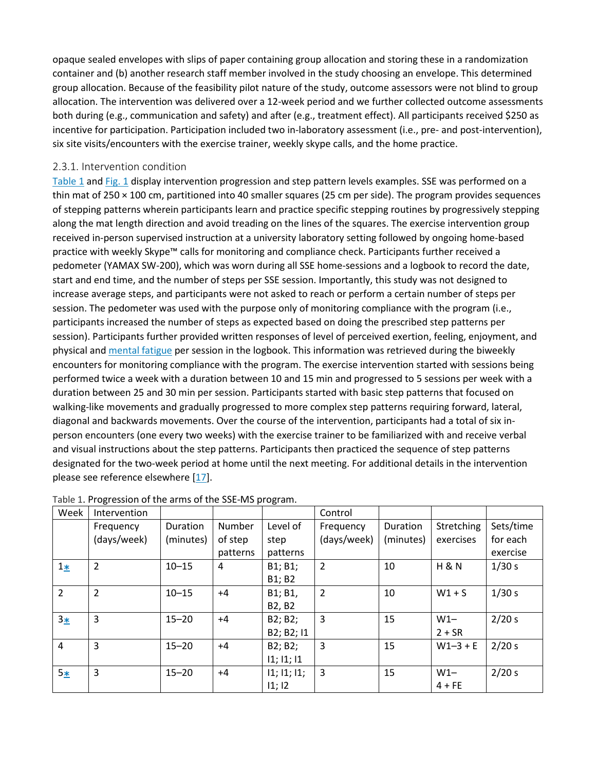opaque sealed envelopes with slips of paper containing group allocation and storing these in a randomization container and (b) another research staff member involved in the study choosing an envelope. This determined group allocation. Because of the feasibility pilot nature of the study, outcome assessors were not blind to group allocation. The intervention was delivered over a 12-week period and we further collected outcome assessments both during (e.g., communication and safety) and after (e.g., treatment effect). All participants received $250 as incentive for participation. Participation included two in-laboratory assessment (i.e., pre- and post-intervention), six site visits/encounters with the exercise trainer, weekly skype calls, and the home practice.

### 2.3.1. Intervention condition

Table 1 and Fig. 1 display intervention progression and step pattern levels examples. SSE was performed on a thin mat of 250 × 100 cm, partitioned into 40 smaller squares (25 cm per side). The program provides sequences of stepping patterns wherein participants learn and practice specific stepping routines by progressively stepping along the mat length direction and avoid treading on the lines of the squares. The exercise intervention group received in-person supervised instruction at a university laboratory setting followed by ongoing home-based practice with weekly Skype™ calls for monitoring and compliance check. Participants further received a pedometer (YAMAX SW-200), which was worn during all SSE home-sessions and a logbook to record the date, start and end time, and the number of steps per SSE session. Importantly, this study was not designed to increase average steps, and participants were not asked to reach or perform a certain number of steps per session. The pedometer was used with the purpose only of monitoring compliance with the program (i.e., participants increased the number of steps as expected based on doing the prescribed step patterns per session). Participants further provided written responses of level of perceived exertion, feeling, enjoyment, and physical and mental fatigue per session in the logbook. This information was retrieved during the biweekly encounters for monitoring compliance with the program. The exercise intervention started with sessions being performed twice a week with a duration between 10 and 15 min and progressed to 5 sessions per week with a duration between 25 and 30 min per session. Participants started with basic step patterns that focused on walking-like movements and gradually progressed to more complex step patterns requiring forward, lateral, diagonal and backwards movements. Over the course of the intervention, participants had a total of six in-person encounters (one every two weeks) with the exercise trainer to be familiarized with and receive verbal and visual instructions about the step patterns. Participants then practiced the sequence of step patterns designated for the two-week period at home until the next meeting. For additional details in the intervention please see reference elsewhere [17].

Table 1. Progression of the arms of the SSE-MS program.

| Week | Intervention | | | | Control | | | |
|---|---|---|---|---|---|---|---|---|
| | Frequency (days/week) | Duration (minutes) | Number of step patterns | Level of step patterns | Frequency (days/week) | Duration (minutes) | Stretching exercises | Sets/time for each exercise |
| 1* | 2 | 10–15 | 4 | B1; B1; B1; B2 | 2 | 10 | H & N | 1/30 s |
| 2 | 2 | 10–15 | +4 | B1; B1, B2, B2 | 2 | 10 | W1 + S | 1/30 s |
| 3* | 3 | 15–20 | +4 | B2; B2; B2; B2; I1 | 3 | 15 | W1–2 + SR | 2/20 s |
| 4 | 3 | 15–20 | +4 | B2; B2; I1; I1; I1 | 3 | 15 | W1–3 + E | 2/20 s |
| 5* | 3 | 15–20 | +4 | I1; I1; I1; I1; I2 | 3 | 15 | W1–4 + FE | 2/20 s |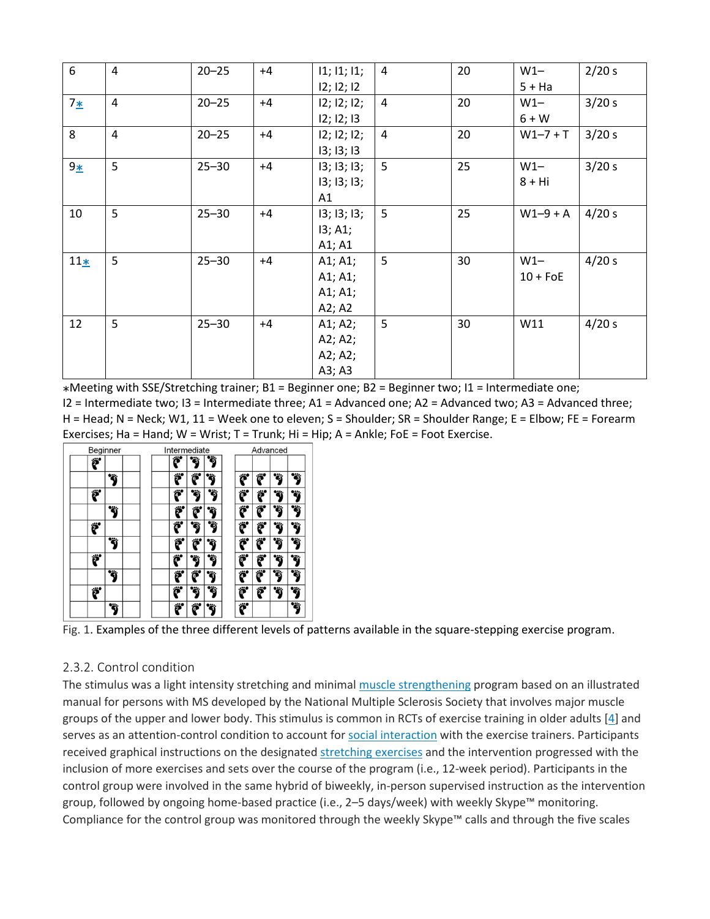| 6 | 4 | 20–25 | +4 | I1; I1; I1; I2; I2; I2 | 4 | 20 | W1–5 + Ha | 2/20 s |
|---|---|---|---|---|---|---|---|---|
| 7* | 4 | 20–25 | +4 | I2; I2; I2; I2; I2; I3 | 4 | 20 | W1–6 + W | 3/20 s |
| 8 | 4 | 20–25 | +4 | I2; I2; I2; I3; I3; I3 | 4 | 20 | W1–7 + T | 3/20 s |
| 9* | 5 | 25–30 | +4 | I3; I3; I3; I3; I3; I3; A1 | 5 | 25 | W1–8 + Hi | 3/20 s |
| 10 | 5 | 25–30 | +4 | I3; I3; I3; I3; A1; A1; A1 | 5 | 25 | W1–9 + A | 4/20 s |
| 11* | 5 | 25–30 | +4 | A1; A1; A1; A1; A1; A1; A2; A2 | 5 | 30 | W1–10 + FoE | 4/20 s |
| 12 | 5 | 25–30 | +4 | A1; A2; A2; A2; A2; A2; A3; A3 | 5 | 30 | W11 | 4/20 s |

*Meeting with SSE/Stretching trainer; B1 = Beginner one; B2 = Beginner two; I1 = Intermediate one; I2 = Intermediate two; I3 = Intermediate three; A1 = Advanced one; A2 = Advanced two; A3 = Advanced three; H = Head; N = Neck; W1, 11 = Week one to eleven; S = Shoulder; SR = Shoulder Range; E = Elbow; FE = Forearm Exercises; Ha = Hand; W = Wrist; T = Trunk; Hi = Hip; A = Ankle; FoE = Foot Exercise.

Fig. 1. Examples of the three different levels of patterns available in the square-stepping exercise program.

### 2.3.2. Control condition

The stimulus was a light intensity stretching and minimal muscle strengthening program based on an illustrated manual for persons with MS developed by the National Multiple Sclerosis Society that involves major muscle groups of the upper and lower body. This stimulus is common in RCTs of exercise training in older adults [4] and serves as an attention-control condition to account for social interaction with the exercise trainers. Participants received graphical instructions on the designated stretching exercises and the intervention progressed with the inclusion of more exercises and sets over the course of the program (i.e., 12-week period). Participants in the control group were involved in the same hybrid of biweekly, in-person supervised instruction as the intervention group, followed by ongoing home-based practice (i.e., 2–5 days/week) with weekly Skype™ monitoring. Compliance for the control group was monitored through the weekly Skype™ calls and through the five scales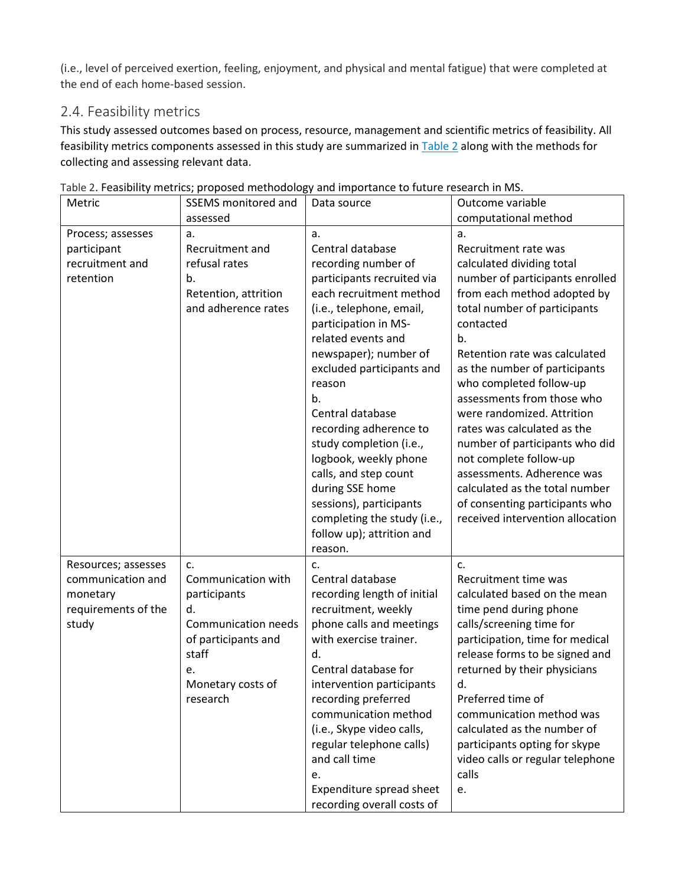(i.e., level of perceived exertion, feeling, enjoyment, and physical and mental fatigue) that were completed at the end of each home-based session.

## 2.4. Feasibility metrics

This study assessed outcomes based on process, resource, management and scientific metrics of feasibility. All feasibility metrics components assessed in this study are summarized in Table 2 along with the methods for collecting and assessing relevant data.

Table 2. Feasibility metrics; proposed methodology and importance to future research in MS.

| Metric | SSEMS monitored and assessed | Data source | Outcome variable computational method |
|---|---|---|---|
| Process; assesses participant recruitment and retention | a. Recruitment and refusal rates<br>b. Retention, attrition and adherence rates | a. Central database recording number of participants recruited via each recruitment method (i.e., telephone, email, participation in MS-related events and newspaper); number of excluded participants and reason<br>b. Central database recording adherence to study completion (i.e., logbook, weekly phone calls, and step count during SSE home sessions), participants completing the study (i.e., follow up); attrition and reason. | a. Recruitment rate was calculated dividing total number of participants enrolled from each method adopted by total number of participants contacted<br>b. Retention rate was calculated as the number of participants who completed follow-up assessments from those who were randomized. Attrition rates was calculated as the number of participants who did not complete follow-up assessments. Adherence was calculated as the total number of consenting participants who received intervention allocation |
| Resources; assesses communication and monetary requirements of the study | c. Communication with participants<br>d. Communication needs of participants and staff<br>e. Monetary costs of research | c. Central database recording length of initial recruitment, weekly phone calls and meetings with exercise trainer.<br>d. Central database for intervention participants recording preferred communication method (i.e., Skype video calls, regular telephone calls) and call time<br>e. Expenditure spread sheet recording overall costs of | c. Recruitment time was calculated based on the mean time pend during phone calls/screening time for participation, time for medical release forms to be signed and returned by their physicians<br>d. Preferred time of communication method was calculated as the number of participants opting for skype video calls or regular telephone calls<br>e. |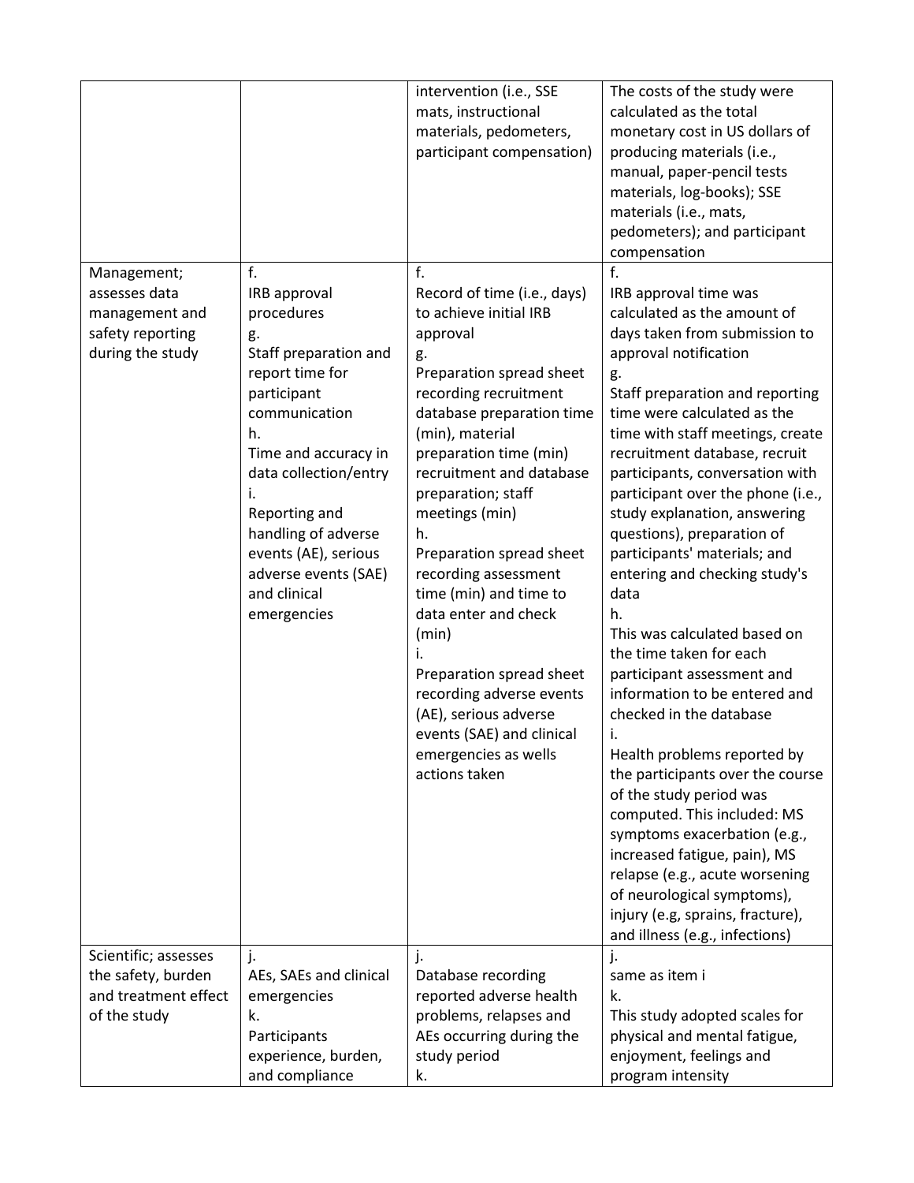| | | | |
|---|---|---|---|
| | | intervention (i.e., SSE mats, instructional materials, pedometers, participant compensation) | The costs of the study were calculated as the total monetary cost in US dollars of producing materials (i.e., manual, paper-pencil tests materials, log-books); SSE materials (i.e., mats, pedometers); and participant compensation |
| Management; assesses data management and safety reporting during the study | f.<br>IRB approval procedures<br>g.<br>Staff preparation and report time for participant communication<br>h.<br>Time and accuracy in data collection/entry<br>i.<br>Reporting and handling of adverse events (AE), serious adverse events (SAE) and clinical emergencies | f.<br>Record of time (i.e., days) to achieve initial IRB approval<br>g.<br>Preparation spread sheet recording recruitment database preparation time (min), material preparation time (min) recruitment and database preparation; staff meetings (min)<br>h.<br>Preparation spread sheet recording assessment time (min) and time to data enter and check (min)<br>i.<br>Preparation spread sheet recording adverse events (AE), serious adverse events (SAE) and clinical emergencies as wells actions taken | f.<br>IRB approval time was calculated as the amount of days taken from submission to approval notification<br>g.<br>Staff preparation and reporting time were calculated as the time with staff meetings, create recruitment database, recruit participants, conversation with participant over the phone (i.e., study explanation, answering questions), preparation of participants' materials; and entering and checking study's data<br>h.<br>This was calculated based on the time taken for each participant assessment and information to be entered and checked in the database<br>i.<br>Health problems reported by the participants over the course of the study period was computed. This included: MS symptoms exacerbation (e.g., increased fatigue, pain), MS relapse (e.g., acute worsening of neurological symptoms), injury (e.g, sprains, fracture), and illness (e.g., infections) |
| Scientific; assesses the safety, burden and treatment effect of the study | j.<br>AEs, SAEs and clinical emergencies<br>k.<br>Participants experience, burden, and compliance | j.<br>Database recording reported adverse health problems, relapses and AEs occurring during the study period<br>k. | j.<br>same as item i<br>k.<br>This study adopted scales for physical and mental fatigue, enjoyment, feelings and program intensity |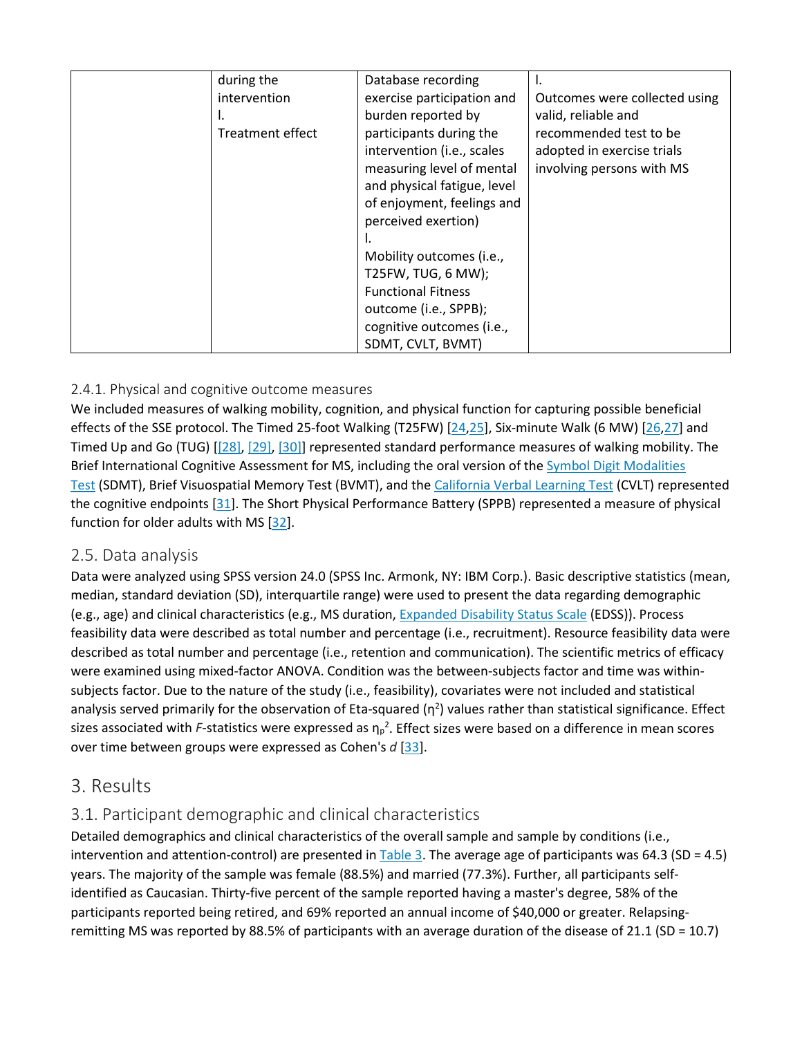|  | during the intervention<br>I.<br>Treatment effect | Database recording exercise participation and burden reported by participants during the intervention (i.e., scales measuring level of mental and physical fatigue, level of enjoyment, feelings and perceived exertion)<br>I.<br>Mobility outcomes (i.e., T25FW, TUG, 6 MW); Functional Fitness outcome (i.e., SPPB); cognitive outcomes (i.e., SDMT, CVLT, BVMT) | I.<br>Outcomes were collected using valid, reliable and recommended test to be adopted in exercise trials involving persons with MS |
|---|---|---|---|

#### 2.4.1. Physical and cognitive outcome measures

We included measures of walking mobility, cognition, and physical function for capturing possible beneficial effects of the SSE protocol. The Timed 25-foot Walking (T25FW) [24,25], Six-minute Walk (6 MW) [26,27] and Timed Up and Go (TUG) [[28], [29], [30]] represented standard performance measures of walking mobility. The Brief International Cognitive Assessment for MS, including the oral version of the Symbol Digit Modalities Test (SDMT), Brief Visuospatial Memory Test (BVMT), and the California Verbal Learning Test (CVLT) represented the cognitive endpoints [31]. The Short Physical Performance Battery (SPPB) represented a measure of physical function for older adults with MS [32].

### 2.5. Data analysis

Data were analyzed using SPSS version 24.0 (SPSS Inc. Armonk, NY: IBM Corp.). Basic descriptive statistics (mean, median, standard deviation (SD), interquartile range) were used to present the data regarding demographic (e.g., age) and clinical characteristics (e.g., MS duration, Expanded Disability Status Scale (EDSS)). Process feasibility data were described as total number and percentage (i.e., recruitment). Resource feasibility data were described as total number and percentage (i.e., retention and communication). The scientific metrics of efficacy were examined using mixed-factor ANOVA. Condition was the between-subjects factor and time was within-subjects factor. Due to the nature of the study (i.e., feasibility), covariates were not included and statistical analysis served primarily for the observation of Eta-squared ($\eta^2$) values rather than statistical significance. Effect sizes associated with *F*-statistics were expressed as $\eta_p^2$. Effect sizes were based on a difference in mean scores over time between groups were expressed as Cohen's *d* [33].

## 3. Results

### 3.1. Participant demographic and clinical characteristics

Detailed demographics and clinical characteristics of the overall sample and sample by conditions (i.e., intervention and attention-control) are presented in Table 3. The average age of participants was 64.3 (SD = 4.5) years. The majority of the sample was female (88.5%) and married (77.3%). Further, all participants self-identified as Caucasian. Thirty-five percent of the sample reported having a master's degree, 58% of the participants reported being retired, and 69% reported an annual income of $40,000 or greater. Relapsing-remitting MS was reported by 88.5% of participants with an average duration of the disease of 21.1 (SD = 10.7)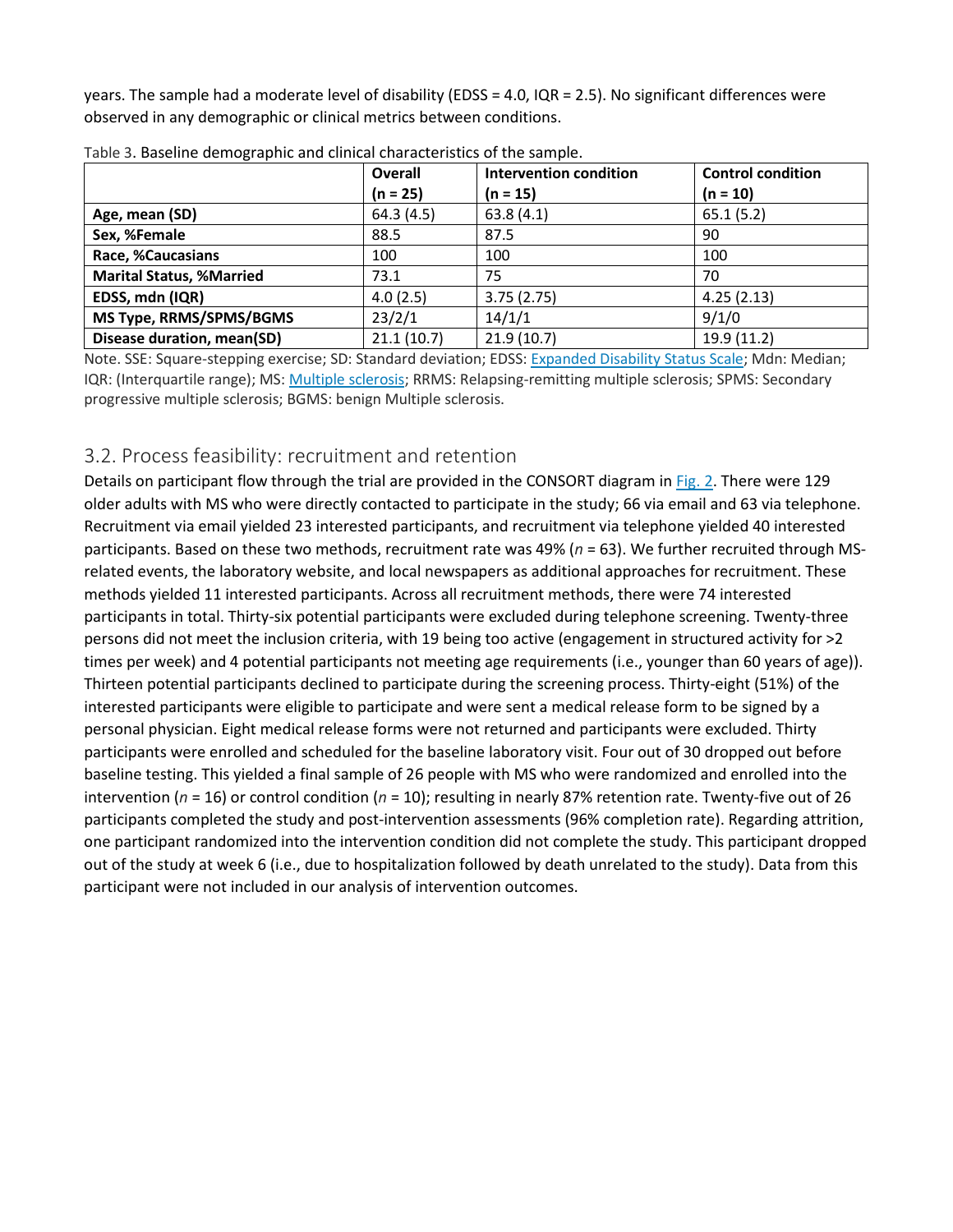years. The sample had a moderate level of disability (EDSS = 4.0, IQR = 2.5). No significant differences were observed in any demographic or clinical metrics between conditions.

Table 3. Baseline demographic and clinical characteristics of the sample.

| | Overall (n = 25) | Intervention condition (n = 15) | Control condition (n = 10) |
|---|---|---|---|
| **Age, mean (SD)** | 64.3 (4.5) | 63.8 (4.1) | 65.1 (5.2) |
| **Sex, %Female** | 88.5 | 87.5 | 90 |
| **Race, %Caucasians** | 100 | 100 | 100 |
| **Marital Status, %Married** | 73.1 | 75 | 70 |
| **EDSS, mdn (IQR)** | 4.0 (2.5) | 3.75 (2.75) | 4.25 (2.13) |
| **MS Type, RRMS/SPMS/BGMS** | 23/2/1 | 14/1/1 | 9/1/0 |
| **Disease duration, mean(SD)** | 21.1 (10.7) | 21.9 (10.7) | 19.9 (11.2) |

Note. SSE: Square-stepping exercise; SD: Standard deviation; EDSS: Expanded Disability Status Scale; Mdn: Median; IQR: (Interquartile range); MS: Multiple sclerosis; RRMS: Relapsing-remitting multiple sclerosis; SPMS: Secondary progressive multiple sclerosis; BGMS: benign Multiple sclerosis.

## 3.2. Process feasibility: recruitment and retention

Details on participant flow through the trial are provided in the CONSORT diagram in Fig. 2. There were 129 older adults with MS who were directly contacted to participate in the study; 66 via email and 63 via telephone. Recruitment via email yielded 23 interested participants, and recruitment via telephone yielded 40 interested participants. Based on these two methods, recruitment rate was 49% (*n* = 63). We further recruited through MS-related events, the laboratory website, and local newspapers as additional approaches for recruitment. These methods yielded 11 interested participants. Across all recruitment methods, there were 74 interested participants in total. Thirty-six potential participants were excluded during telephone screening. Twenty-three persons did not meet the inclusion criteria, with 19 being too active (engagement in structured activity for >2 times per week) and 4 potential participants not meeting age requirements (i.e., younger than 60 years of age)). Thirteen potential participants declined to participate during the screening process. Thirty-eight (51%) of the interested participants were eligible to participate and were sent a medical release form to be signed by a personal physician. Eight medical release forms were not returned and participants were excluded. Thirty participants were enrolled and scheduled for the baseline laboratory visit. Four out of 30 dropped out before baseline testing. This yielded a final sample of 26 people with MS who were randomized and enrolled into the intervention (*n* = 16) or control condition (*n* = 10); resulting in nearly 87% retention rate. Twenty-five out of 26 participants completed the study and post-intervention assessments (96% completion rate). Regarding attrition, one participant randomized into the intervention condition did not complete the study. This participant dropped out of the study at week 6 (i.e., due to hospitalization followed by death unrelated to the study). Data from this participant were not included in our analysis of intervention outcomes.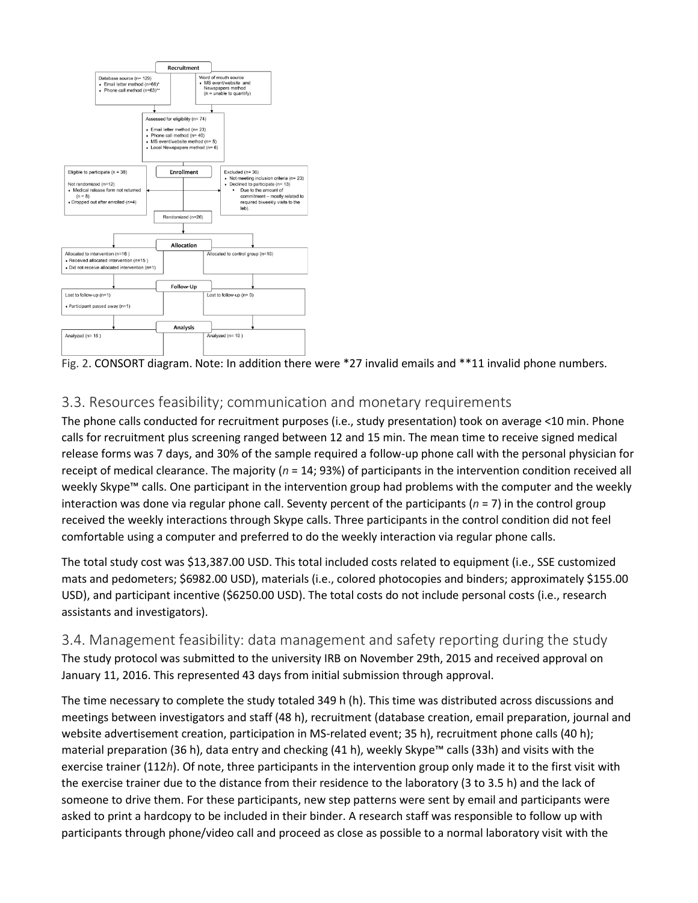**Recruitment**

Database source (n= 129)
- Email letter method (n=66)*
- Phone call method (n=63)**

Word of mouth source
- MS event/website and Newspapers method (n = unable to quantify)

Assessed for eligibility (n= 74)
- Email letter method (n= 23)
- Phone call method (n= 40)
- MS event/website method (n= 5)
- Local Newspapers method (n= 6)

**Enrollment**

Eligible to participate (n = 38)

Not randomized (n=12)
- Medical release form not returned (n = 8)
- Dropped out after enrolled (n=4)

Excluded (n= 36)
- Not meeting inclusion criteria (n= 23)
- Declined to participate (n= 13)
  - Due to the amount of commitment – mostly related to required biweekly visits to the lab).

Randomized (n=26)

**Allocation**

Allocated to intervention (n=16 )
- Received allocated intervention (n=15 )
- Did not receive allocated intervention (n=1)

Allocated to control group (n=10)

**Follow-Up**

Lost to follow-up (n=1)
- Participant passed away (n=1)

Lost to follow-up (n= 0)

**Analysis**

Analyzed (n= 15 )

Analyzed (n= 10 )

Fig. 2. CONSORT diagram. Note: In addition there were *27 invalid emails and **11 invalid phone numbers.

## 3.3. Resources feasibility; communication and monetary requirements

The phone calls conducted for recruitment purposes (i.e., study presentation) took on average <10 min. Phone calls for recruitment plus screening ranged between 12 and 15 min. The mean time to receive signed medical release forms was 7 days, and 30% of the sample required a follow-up phone call with the personal physician for receipt of medical clearance. The majority (*n* = 14; 93%) of participants in the intervention condition received all weekly Skype™ calls. One participant in the intervention group had problems with the computer and the weekly interaction was done via regular phone call. Seventy percent of the participants (*n* = 7) in the control group received the weekly interactions through Skype calls. Three participants in the control condition did not feel comfortable using a computer and preferred to do the weekly interaction via regular phone calls.

The total study cost was $13,387.00 USD. This total included costs related to equipment (i.e., SSE customized mats and pedometers; $6982.00 USD), materials (i.e., colored photocopies and binders; approximately $155.00 USD), and participant incentive ($6250.00 USD). The total costs do not include personal costs (i.e., research assistants and investigators).

## 3.4. Management feasibility: data management and safety reporting during the study

The study protocol was submitted to the university IRB on November 29th, 2015 and received approval on January 11, 2016. This represented 43 days from initial submission through approval.

The time necessary to complete the study totaled 349 h (h). This time was distributed across discussions and meetings between investigators and staff (48 h), recruitment (database creation, email preparation, journal and website advertisement creation, participation in MS-related event; 35 h), recruitment phone calls (40 h); material preparation (36 h), data entry and checking (41 h), weekly Skype™ calls (33h) and visits with the exercise trainer (112*h*). Of note, three participants in the intervention group only made it to the first visit with the exercise trainer due to the distance from their residence to the laboratory (3 to 3.5 h) and the lack of someone to drive them. For these participants, new step patterns were sent by email and participants were asked to print a hardcopy to be included in their binder. A research staff was responsible to follow up with participants through phone/video call and proceed as close as possible to a normal laboratory visit with the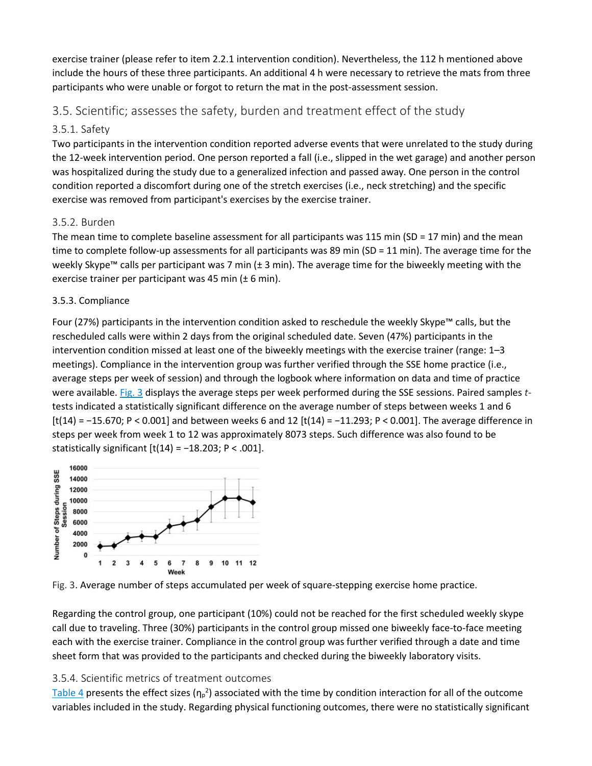exercise trainer (please refer to item 2.2.1 intervention condition). Nevertheless, the 112 h mentioned above include the hours of these three participants. An additional 4 h were necessary to retrieve the mats from three participants who were unable or forgot to return the mat in the post-assessment session.

## 3.5. Scientific; assesses the safety, burden and treatment effect of the study

### 3.5.1. Safety

Two participants in the intervention condition reported adverse events that were unrelated to the study during the 12-week intervention period. One person reported a fall (i.e., slipped in the wet garage) and another person was hospitalized during the study due to a generalized infection and passed away. One person in the control condition reported a discomfort during one of the stretch exercises (i.e., neck stretching) and the specific exercise was removed from participant's exercises by the exercise trainer.

### 3.5.2. Burden

The mean time to complete baseline assessment for all participants was 115 min (SD = 17 min) and the mean time to complete follow-up assessments for all participants was 89 min (SD = 11 min). The average time for the weekly Skype™ calls per participant was 7 min (± 3 min). The average time for the biweekly meeting with the exercise trainer per participant was 45 min (± 6 min).

### 3.5.3. Compliance

Four (27%) participants in the intervention condition asked to reschedule the weekly Skype™ calls, but the rescheduled calls were within 2 days from the original scheduled date. Seven (47%) participants in the intervention condition missed at least one of the biweekly meetings with the exercise trainer (range: 1–3 meetings). Compliance in the intervention group was further verified through the SSE home practice (i.e., average steps per week of session) and through the logbook where information on data and time of practice were available. Fig. 3 displays the average steps per week performed during the SSE sessions. Paired samples *t*-tests indicated a statistically significant difference on the average number of steps between weeks 1 and 6 [$t(14) = -15.670$; $P < 0.001$] and between weeks 6 and 12 [$t(14) = -11.293$; $P < 0.001$]. The average difference in steps per week from week 1 to 12 was approximately 8073 steps. Such difference was also found to be statistically significant [$t(14) = -18.203$; $P < .001$].

Fig. 3. Average number of steps accumulated per week of square-stepping exercise home practice.

Regarding the control group, one participant (10%) could not be reached for the first scheduled weekly skype call due to traveling. Three (30%) participants in the control group missed one biweekly face-to-face meeting each with the exercise trainer. Compliance in the control group was further verified through a date and time sheet form that was provided to the participants and checked during the biweekly laboratory visits.

### 3.5.4. Scientific metrics of treatment outcomes

Table 4 presents the effect sizes ($\eta_p^2$) associated with the time by condition interaction for all of the outcome variables included in the study. Regarding physical functioning outcomes, there were no statistically significant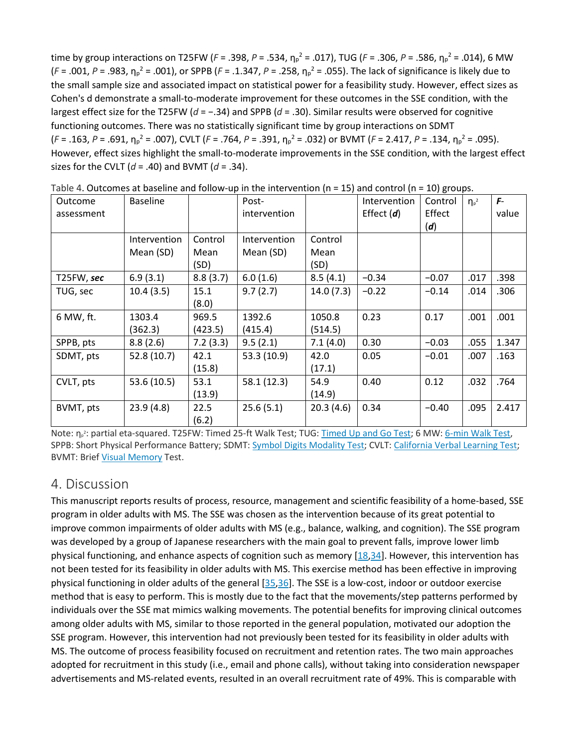time by group interactions on T25FW (*F* = .398, *P* = .534, $\eta_p^2$ = .017), TUG (*F* = .306, *P* = .586, $\eta_p^2$ = .014), 6 MW (*F* = .001, *P* = .983, $\eta_p^2$ = .001), or SPPB (*F* = .1.347, *P* = .258, $\eta_p^2$ = .055). The lack of significance is likely due to the small sample size and associated impact on statistical power for a feasibility study. However, effect sizes as Cohen's d demonstrate a small-to-moderate improvement for these outcomes in the SSE condition, with the largest effect size for the T25FW (*d* = −.34) and SPPB (*d* = .30). Similar results were observed for cognitive functioning outcomes. There was no statistically significant time by group interactions on SDMT (*F* = .163, *P* = .691, $\eta_p^2$ = .007), CVLT (*F* = .764, *P* = .391, $\eta_p^2$ = .032) or BVMT (*F* = 2.417, *P* = .134, $\eta_p^2$ = .095). However, effect sizes highlight the small-to-moderate improvements in the SSE condition, with the largest effect sizes for the CVLT (*d* = .40) and BVMT (*d* = .34).

Table 4. Outcomes at baseline and follow-up in the intervention (n = 15) and control (n = 10) groups.

| Outcome assessment | Baseline | | Post-intervention | | Intervention Effect (***d***) | Control Effect (***d***) | $\eta_p^2$ | ***F***-value |
|---|---|---|---|---|---|---|---|---|
| | Intervention Mean (SD) | Control Mean (SD) | Intervention Mean (SD) | Control Mean (SD) | | | | |
| T25FW, ***sec*** | 6.9 (3.1) | 8.8 (3.7) | 6.0 (1.6) | 8.5 (4.1) | −0.34 | −0.07 | .017 | .398 |
| TUG, sec | 10.4 (3.5) | 15.1 (8.0) | 9.7 (2.7) | 14.0 (7.3) | −0.22 | −0.14 | .014 | .306 |
| 6 MW, ft. | 1303.4 (362.3) | 969.5 (423.5) | 1392.6 (415.4) | 1050.8 (514.5) | 0.23 | 0.17 | .001 | .001 |
| SPPB, pts | 8.8 (2.6) | 7.2 (3.3) | 9.5 (2.1) | 7.1 (4.0) | 0.30 | −0.03 | .055 | 1.347 |
| SDMT, pts | 52.8 (10.7) | 42.1 (15.8) | 53.3 (10.9) | 42.0 (17.1) | 0.05 | −0.01 | .007 | .163 |
| CVLT, pts | 53.6 (10.5) | 53.1 (13.9) | 58.1 (12.3) | 54.9 (14.9) | 0.40 | 0.12 | .032 | .764 |
| BVMT, pts | 23.9 (4.8) | 22.5 (6.2) | 25.6 (5.1) | 20.3 (4.6) | 0.34 | −0.40 | .095 | 2.417 |

Note: $\eta_p^2$: partial eta-squared. T25FW: Timed 25-ft Walk Test; TUG: Timed Up and Go Test; 6 MW: 6-min Walk Test, SPPB: Short Physical Performance Battery; SDMT: Symbol Digits Modality Test; CVLT: California Verbal Learning Test; BVMT: Brief Visual Memory Test.

## 4. Discussion

This manuscript reports results of process, resource, management and scientific feasibility of a home-based, SSE program in older adults with MS. The SSE was chosen as the intervention because of its great potential to improve common impairments of older adults with MS (e.g., balance, walking, and cognition). The SSE program was developed by a group of Japanese researchers with the main goal to prevent falls, improve lower limb physical functioning, and enhance aspects of cognition such as memory [18,34]. However, this intervention has not been tested for its feasibility in older adults with MS. This exercise method has been effective in improving physical functioning in older adults of the general [35,36]. The SSE is a low-cost, indoor or outdoor exercise method that is easy to perform. This is mostly due to the fact that the movements/step patterns performed by individuals over the SSE mat mimics walking movements. The potential benefits for improving clinical outcomes among older adults with MS, similar to those reported in the general population, motivated our adoption the SSE program. However, this intervention had not previously been tested for its feasibility in older adults with MS. The outcome of process feasibility focused on recruitment and retention rates. The two main approaches adopted for recruitment in this study (i.e., email and phone calls), without taking into consideration newspaper advertisements and MS-related events, resulted in an overall recruitment rate of 49%. This is comparable with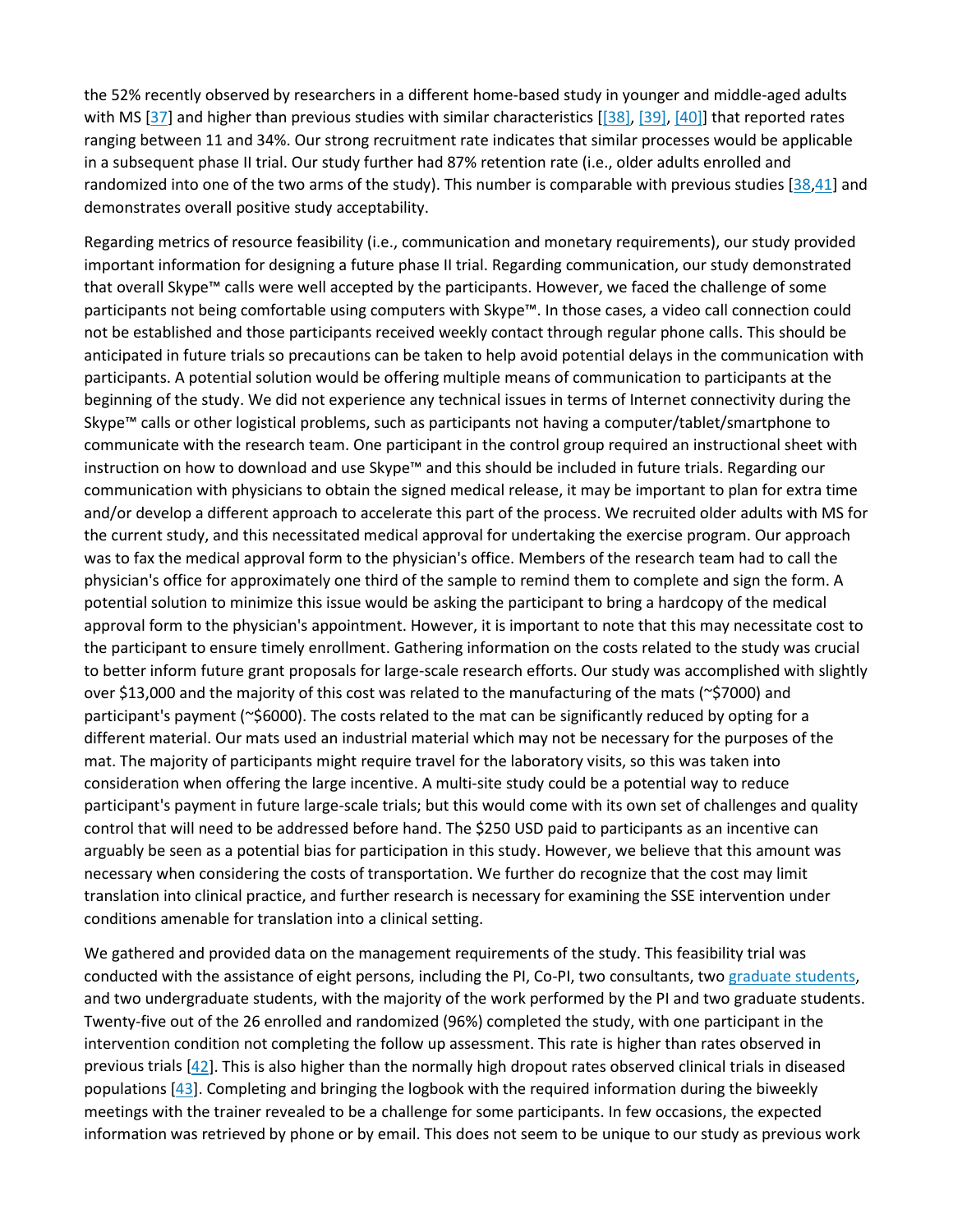the 52% recently observed by researchers in a different home-based study in younger and middle-aged adults with MS [37] and higher than previous studies with similar characteristics [[38], [39], [40]] that reported rates ranging between 11 and 34%. Our strong recruitment rate indicates that similar processes would be applicable in a subsequent phase II trial. Our study further had 87% retention rate (i.e., older adults enrolled and randomized into one of the two arms of the study). This number is comparable with previous studies [38,41] and demonstrates overall positive study acceptability.

Regarding metrics of resource feasibility (i.e., communication and monetary requirements), our study provided important information for designing a future phase II trial. Regarding communication, our study demonstrated that overall Skype™ calls were well accepted by the participants. However, we faced the challenge of some participants not being comfortable using computers with Skype™. In those cases, a video call connection could not be established and those participants received weekly contact through regular phone calls. This should be anticipated in future trials so precautions can be taken to help avoid potential delays in the communication with participants. A potential solution would be offering multiple means of communication to participants at the beginning of the study. We did not experience any technical issues in terms of Internet connectivity during the Skype™ calls or other logistical problems, such as participants not having a computer/tablet/smartphone to communicate with the research team. One participant in the control group required an instructional sheet with instruction on how to download and use Skype™ and this should be included in future trials. Regarding our communication with physicians to obtain the signed medical release, it may be important to plan for extra time and/or develop a different approach to accelerate this part of the process. We recruited older adults with MS for the current study, and this necessitated medical approval for undertaking the exercise program. Our approach was to fax the medical approval form to the physician's office. Members of the research team had to call the physician's office for approximately one third of the sample to remind them to complete and sign the form. A potential solution to minimize this issue would be asking the participant to bring a hardcopy of the medical approval form to the physician's appointment. However, it is important to note that this may necessitate cost to the participant to ensure timely enrollment. Gathering information on the costs related to the study was crucial to better inform future grant proposals for large-scale research efforts. Our study was accomplished with slightly over $13,000 and the majority of this cost was related to the manufacturing of the mats (~$7000) and participant's payment (~$6000). The costs related to the mat can be significantly reduced by opting for a different material. Our mats used an industrial material which may not be necessary for the purposes of the mat. The majority of participants might require travel for the laboratory visits, so this was taken into consideration when offering the large incentive. A multi-site study could be a potential way to reduce participant's payment in future large-scale trials; but this would come with its own set of challenges and quality control that will need to be addressed before hand. The $250 USD paid to participants as an incentive can arguably be seen as a potential bias for participation in this study. However, we believe that this amount was necessary when considering the costs of transportation. We further do recognize that the cost may limit translation into clinical practice, and further research is necessary for examining the SSE intervention under conditions amenable for translation into a clinical setting.

We gathered and provided data on the management requirements of the study. This feasibility trial was conducted with the assistance of eight persons, including the PI, Co-PI, two consultants, two graduate students, and two undergraduate students, with the majority of the work performed by the PI and two graduate students. Twenty-five out of the 26 enrolled and randomized (96%) completed the study, with one participant in the intervention condition not completing the follow up assessment. This rate is higher than rates observed in previous trials [42]. This is also higher than the normally high dropout rates observed clinical trials in diseased populations [43]. Completing and bringing the logbook with the required information during the biweekly meetings with the trainer revealed to be a challenge for some participants. In few occasions, the expected information was retrieved by phone or by email. This does not seem to be unique to our study as previous work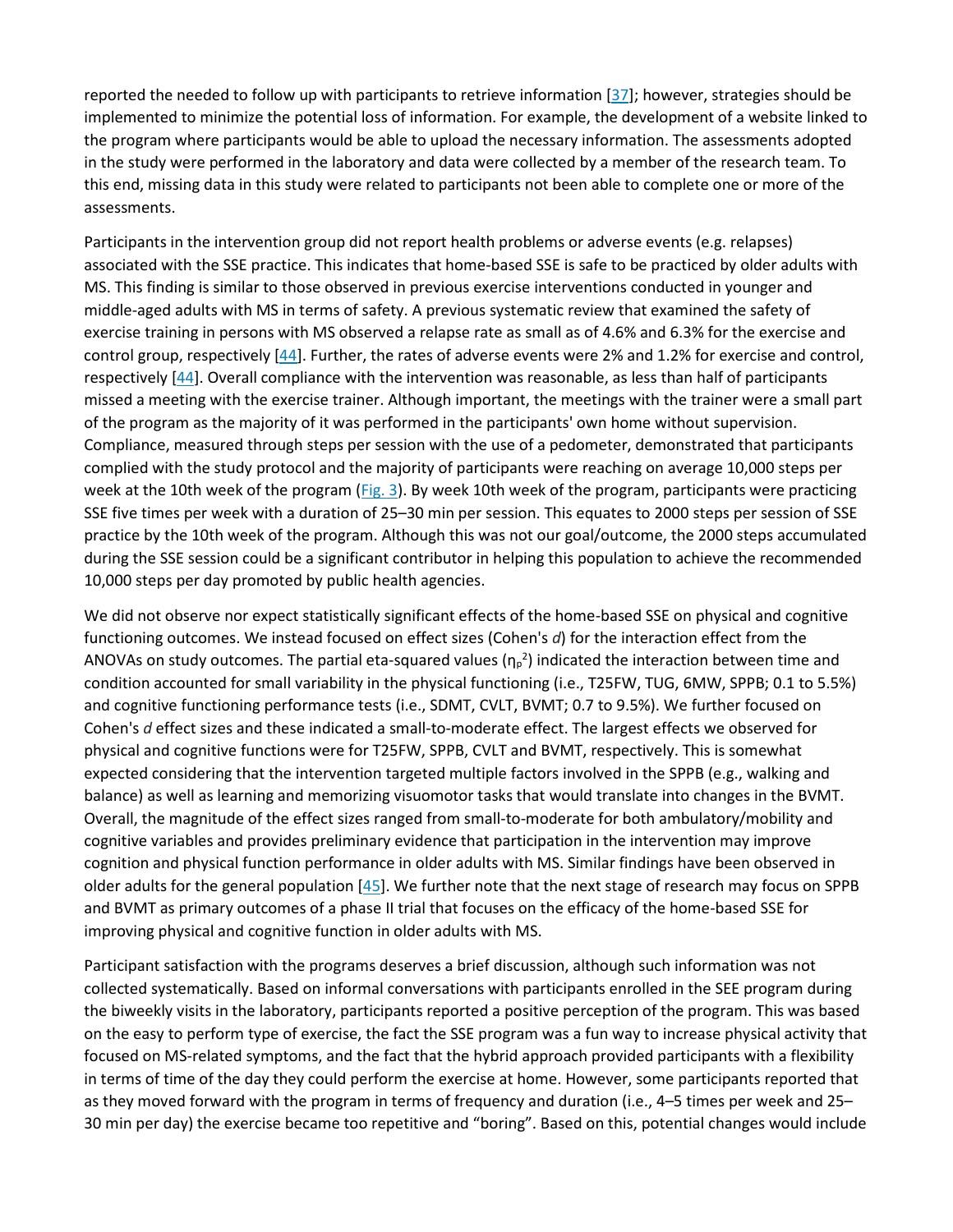reported the needed to follow up with participants to retrieve information [37]; however, strategies should be implemented to minimize the potential loss of information. For example, the development of a website linked to the program where participants would be able to upload the necessary information. The assessments adopted in the study were performed in the laboratory and data were collected by a member of the research team. To this end, missing data in this study were related to participants not been able to complete one or more of the assessments.

Participants in the intervention group did not report health problems or adverse events (e.g. relapses) associated with the SSE practice. This indicates that home-based SSE is safe to be practiced by older adults with MS. This finding is similar to those observed in previous exercise interventions conducted in younger and middle-aged adults with MS in terms of safety. A previous systematic review that examined the safety of exercise training in persons with MS observed a relapse rate as small as of 4.6% and 6.3% for the exercise and control group, respectively [44]. Further, the rates of adverse events were 2% and 1.2% for exercise and control, respectively [44]. Overall compliance with the intervention was reasonable, as less than half of participants missed a meeting with the exercise trainer. Although important, the meetings with the trainer were a small part of the program as the majority of it was performed in the participants' own home without supervision. Compliance, measured through steps per session with the use of a pedometer, demonstrated that participants complied with the study protocol and the majority of participants were reaching on average 10,000 steps per week at the 10th week of the program (Fig. 3). By week 10th week of the program, participants were practicing SSE five times per week with a duration of 25–30 min per session. This equates to 2000 steps per session of SSE practice by the 10th week of the program. Although this was not our goal/outcome, the 2000 steps accumulated during the SSE session could be a significant contributor in helping this population to achieve the recommended 10,000 steps per day promoted by public health agencies.

We did not observe nor expect statistically significant effects of the home-based SSE on physical and cognitive functioning outcomes. We instead focused on effect sizes (Cohen's *d*) for the interaction effect from the ANOVAs on study outcomes. The partial eta-squared values ($\eta_p^2$) indicated the interaction between time and condition accounted for small variability in the physical functioning (i.e., T25FW, TUG, 6MW, SPPB; 0.1 to 5.5%) and cognitive functioning performance tests (i.e., SDMT, CVLT, BVMT; 0.7 to 9.5%). We further focused on Cohen's *d* effect sizes and these indicated a small-to-moderate effect. The largest effects we observed for physical and cognitive functions were for T25FW, SPPB, CVLT and BVMT, respectively. This is somewhat expected considering that the intervention targeted multiple factors involved in the SPPB (e.g., walking and balance) as well as learning and memorizing visuomotor tasks that would translate into changes in the BVMT. Overall, the magnitude of the effect sizes ranged from small-to-moderate for both ambulatory/mobility and cognitive variables and provides preliminary evidence that participation in the intervention may improve cognition and physical function performance in older adults with MS. Similar findings have been observed in older adults for the general population [45]. We further note that the next stage of research may focus on SPPB and BVMT as primary outcomes of a phase II trial that focuses on the efficacy of the home-based SSE for improving physical and cognitive function in older adults with MS.

Participant satisfaction with the programs deserves a brief discussion, although such information was not collected systematically. Based on informal conversations with participants enrolled in the SEE program during the biweekly visits in the laboratory, participants reported a positive perception of the program. This was based on the easy to perform type of exercise, the fact the SSE program was a fun way to increase physical activity that focused on MS-related symptoms, and the fact that the hybrid approach provided participants with a flexibility in terms of time of the day they could perform the exercise at home. However, some participants reported that as they moved forward with the program in terms of frequency and duration (i.e., 4–5 times per week and 25–30 min per day) the exercise became too repetitive and "boring". Based on this, potential changes would include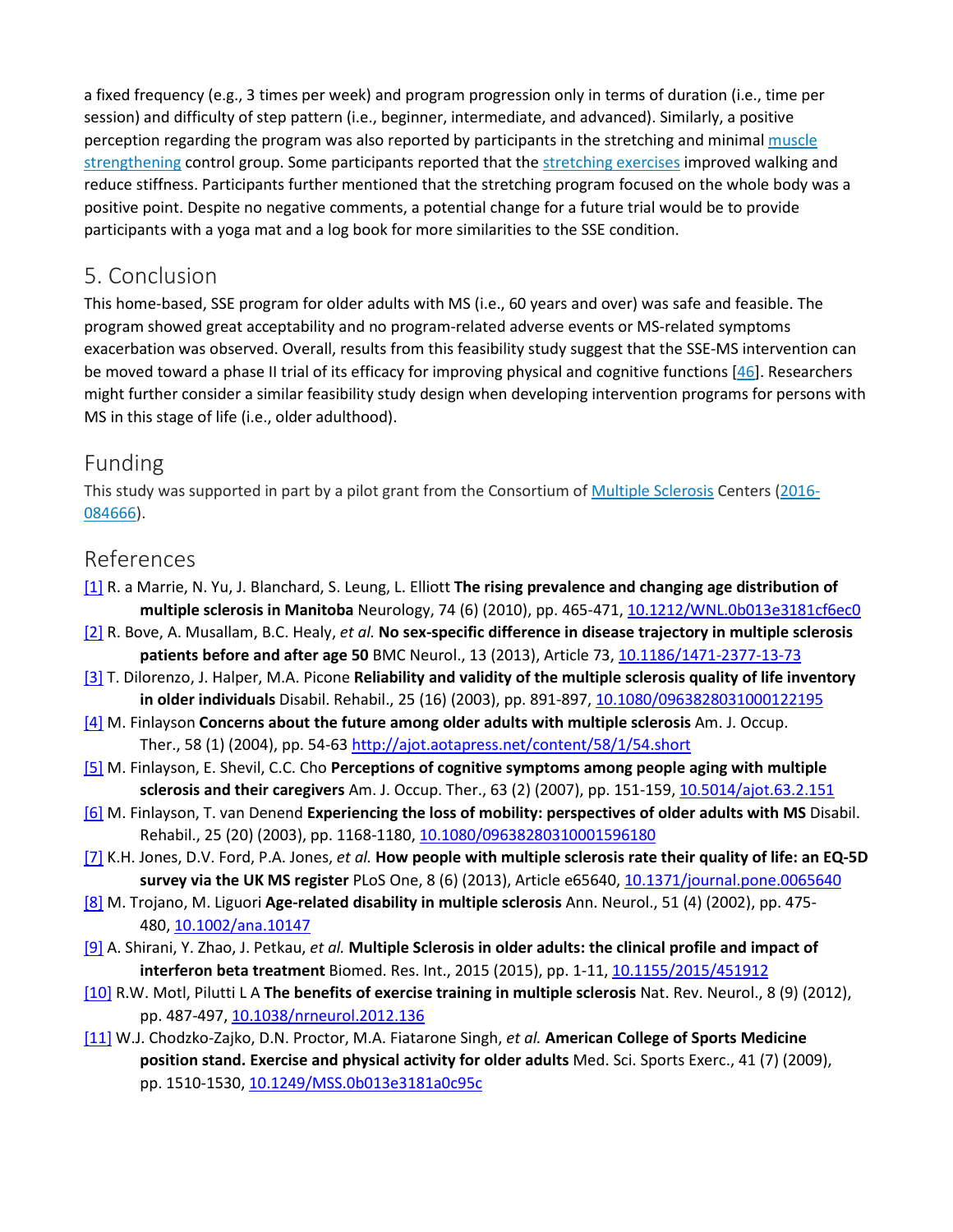a fixed frequency (e.g., 3 times per week) and program progression only in terms of duration (i.e., time per session) and difficulty of step pattern (i.e., beginner, intermediate, and advanced). Similarly, a positive perception regarding the program was also reported by participants in the stretching and minimal muscle strengthening control group. Some participants reported that the stretching exercises improved walking and reduce stiffness. Participants further mentioned that the stretching program focused on the whole body was a positive point. Despite no negative comments, a potential change for a future trial would be to provide participants with a yoga mat and a log book for more similarities to the SSE condition.

## 5. Conclusion

This home-based, SSE program for older adults with MS (i.e., 60 years and over) was safe and feasible. The program showed great acceptability and no program-related adverse events or MS-related symptoms exacerbation was observed. Overall, results from this feasibility study suggest that the SSE-MS intervention can be moved toward a phase II trial of its efficacy for improving physical and cognitive functions [46]. Researchers might further consider a similar feasibility study design when developing intervention programs for persons with MS in this stage of life (i.e., older adulthood).

## Funding

This study was supported in part by a pilot grant from the Consortium of Multiple Sclerosis Centers (2016-084666).

## References

[1] R. a Marrie, N. Yu, J. Blanchard, S. Leung, L. Elliott **The rising prevalence and changing age distribution of multiple sclerosis in Manitoba** Neurology, 74 (6) (2010), pp. 465-471, 10.1212/WNL.0b013e3181cf6ec0

[2] R. Bove, A. Musallam, B.C. Healy, *et al.* **No sex-specific difference in disease trajectory in multiple sclerosis patients before and after age 50** BMC Neurol., 13 (2013), Article 73, 10.1186/1471-2377-13-73

[3] T. Dilorenzo, J. Halper, M.A. Picone **Reliability and validity of the multiple sclerosis quality of life inventory in older individuals** Disabil. Rehabil., 25 (16) (2003), pp. 891-897, 10.1080/0963828031000122195

[4] M. Finlayson **Concerns about the future among older adults with multiple sclerosis** Am. J. Occup. Ther., 58 (1) (2004), pp. 54-63 http://ajot.aotapress.net/content/58/1/54.short

[5] M. Finlayson, E. Shevil, C.C. Cho **Perceptions of cognitive symptoms among people aging with multiple sclerosis and their caregivers** Am. J. Occup. Ther., 63 (2) (2007), pp. 151-159, 10.5014/ajot.63.2.151

[6] M. Finlayson, T. van Denend **Experiencing the loss of mobility: perspectives of older adults with MS** Disabil. Rehabil., 25 (20) (2003), pp. 1168-1180, 10.1080/09638280310001596180

[7] K.H. Jones, D.V. Ford, P.A. Jones, *et al.* **How people with multiple sclerosis rate their quality of life: an EQ-5D survey via the UK MS register** PLoS One, 8 (6) (2013), Article e65640, 10.1371/journal.pone.0065640

[8] M. Trojano, M. Liguori **Age-related disability in multiple sclerosis** Ann. Neurol., 51 (4) (2002), pp. 475-480, 10.1002/ana.10147

[9] A. Shirani, Y. Zhao, J. Petkau, *et al.* **Multiple Sclerosis in older adults: the clinical profile and impact of interferon beta treatment** Biomed. Res. Int., 2015 (2015), pp. 1-11, 10.1155/2015/451912

[10] R.W. Motl, Pilutti L A **The benefits of exercise training in multiple sclerosis** Nat. Rev. Neurol., 8 (9) (2012), pp. 487-497, 10.1038/nrneurol.2012.136

[11] W.J. Chodzko-Zajko, D.N. Proctor, M.A. Fiatarone Singh, *et al.* **American College of Sports Medicine position stand. Exercise and physical activity for older adults** Med. Sci. Sports Exerc., 41 (7) (2009), pp. 1510-1530, 10.1249/MSS.0b013e3181a0c95c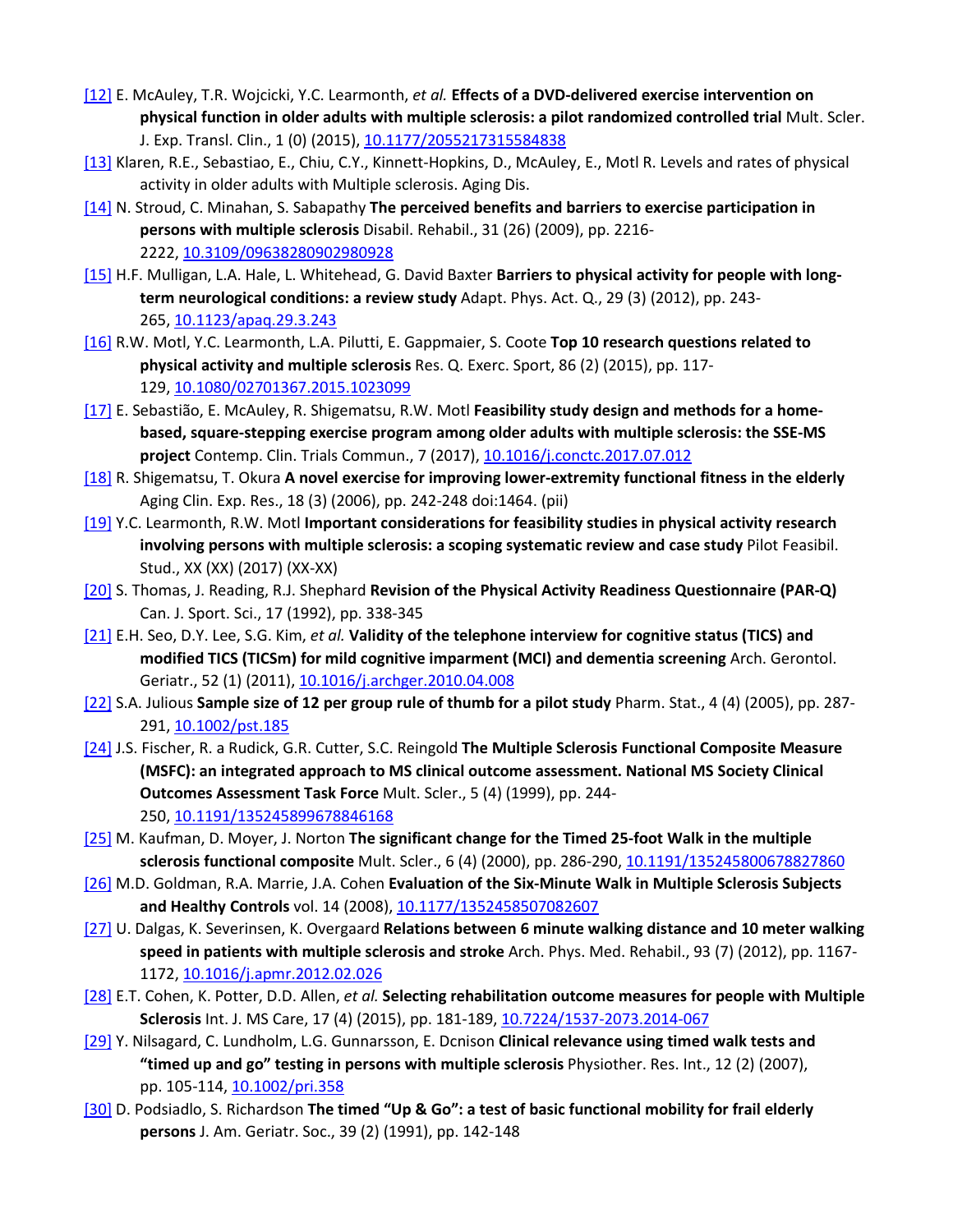[12] E. McAuley, T.R. Wojcicki, Y.C. Learmonth, *et al.* **Effects of a DVD-delivered exercise intervention on physical function in older adults with multiple sclerosis: a pilot randomized controlled trial** Mult. Scler. J. Exp. Transl. Clin., 1 (0) (2015), 10.1177/2055217315584838

[13] Klaren, R.E., Sebastiao, E., Chiu, C.Y., Kinnett-Hopkins, D., McAuley, E., Motl R. Levels and rates of physical activity in older adults with Multiple sclerosis. Aging Dis.

[14] N. Stroud, C. Minahan, S. Sabapathy **The perceived benefits and barriers to exercise participation in persons with multiple sclerosis** Disabil. Rehabil., 31 (26) (2009), pp. 2216-2222, 10.3109/09638280902980928

[15] H.F. Mulligan, L.A. Hale, L. Whitehead, G. David Baxter **Barriers to physical activity for people with long-term neurological conditions: a review study** Adapt. Phys. Act. Q., 29 (3) (2012), pp. 243-265, 10.1123/apaq.29.3.243

[16] R.W. Motl, Y.C. Learmonth, L.A. Pilutti, E. Gappmaier, S. Coote **Top 10 research questions related to physical activity and multiple sclerosis** Res. Q. Exerc. Sport, 86 (2) (2015), pp. 117-129, 10.1080/02701367.2015.1023099

[17] E. Sebastião, E. McAuley, R. Shigematsu, R.W. Motl **Feasibility study design and methods for a home-based, square-stepping exercise program among older adults with multiple sclerosis: the SSE-MS project** Contemp. Clin. Trials Commun., 7 (2017), 10.1016/j.conctc.2017.07.012

[18] R. Shigematsu, T. Okura **A novel exercise for improving lower-extremity functional fitness in the elderly** Aging Clin. Exp. Res., 18 (3) (2006), pp. 242-248 doi:1464. (pii)

[19] Y.C. Learmonth, R.W. Motl **Important considerations for feasibility studies in physical activity research involving persons with multiple sclerosis: a scoping systematic review and case study** Pilot Feasibil. Stud., XX (XX) (2017) (XX-XX)

[20] S. Thomas, J. Reading, R.J. Shephard **Revision of the Physical Activity Readiness Questionnaire (PAR-Q)** Can. J. Sport. Sci., 17 (1992), pp. 338-345

[21] E.H. Seo, D.Y. Lee, S.G. Kim, *et al.* **Validity of the telephone interview for cognitive status (TICS) and modified TICS (TICSm) for mild cognitive imparment (MCI) and dementia screening** Arch. Gerontol. Geriatr., 52 (1) (2011), 10.1016/j.archger.2010.04.008

[22] S.A. Julious **Sample size of 12 per group rule of thumb for a pilot study** Pharm. Stat., 4 (4) (2005), pp. 287-291, 10.1002/pst.185

[24] J.S. Fischer, R. a Rudick, G.R. Cutter, S.C. Reingold **The Multiple Sclerosis Functional Composite Measure (MSFC): an integrated approach to MS clinical outcome assessment. National MS Society Clinical Outcomes Assessment Task Force** Mult. Scler., 5 (4) (1999), pp. 244-250, 10.1191/135245899678846168

[25] M. Kaufman, D. Moyer, J. Norton **The significant change for the Timed 25-foot Walk in the multiple sclerosis functional composite** Mult. Scler., 6 (4) (2000), pp. 286-290, 10.1191/135245800678827860

[26] M.D. Goldman, R.A. Marrie, J.A. Cohen **Evaluation of the Six-Minute Walk in Multiple Sclerosis Subjects and Healthy Controls** vol. 14 (2008), 10.1177/1352458507082607

[27] U. Dalgas, K. Severinsen, K. Overgaard **Relations between 6 minute walking distance and 10 meter walking speed in patients with multiple sclerosis and stroke** Arch. Phys. Med. Rehabil., 93 (7) (2012), pp. 1167-1172, 10.1016/j.apmr.2012.02.026

[28] E.T. Cohen, K. Potter, D.D. Allen, *et al.* **Selecting rehabilitation outcome measures for people with Multiple Sclerosis** Int. J. MS Care, 17 (4) (2015), pp. 181-189, 10.7224/1537-2073.2014-067

[29] Y. Nilsagard, C. Lundholm, L.G. Gunnarsson, E. Dcnison **Clinical relevance using timed walk tests and "timed up and go" testing in persons with multiple sclerosis** Physiother. Res. Int., 12 (2) (2007), pp. 105-114, 10.1002/pri.358

[30] D. Podsiadlo, S. Richardson **The timed "Up & Go": a test of basic functional mobility for frail elderly persons** J. Am. Geriatr. Soc., 39 (2) (1991), pp. 142-148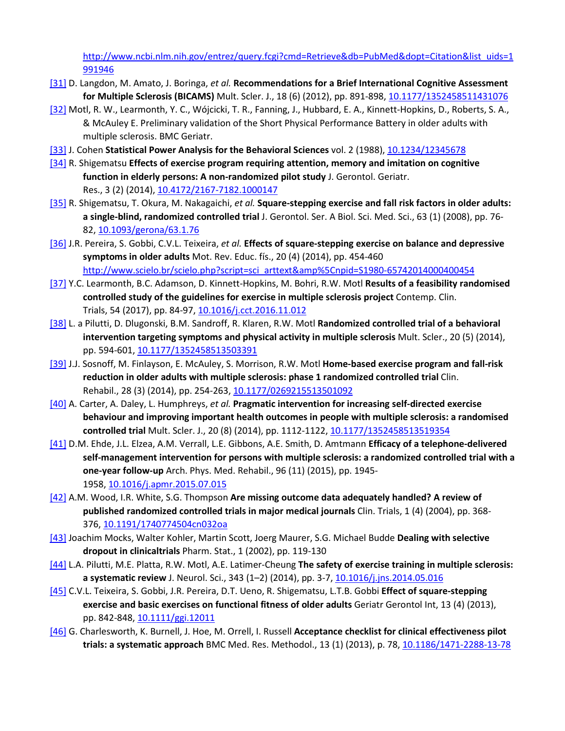http://www.ncbi.nlm.nih.gov/entrez/query.fcgi?cmd=Retrieve&db=PubMed&dopt=Citation&list_uids=1991946

[31] D. Langdon, M. Amato, J. Boringa, *et al.* **Recommendations for a Brief International Cognitive Assessment for Multiple Sclerosis (BICAMS)** Mult. Scler. J., 18 (6) (2012), pp. 891-898, 10.1177/1352458511431076

[32] Motl, R. W., Learmonth, Y. C., Wójcicki, T. R., Fanning, J., Hubbard, E. A., Kinnett-Hopkins, D., Roberts, S. A., & McAuley E. Preliminary validation of the Short Physical Performance Battery in older adults with multiple sclerosis. BMC Geriatr.

[33] J. Cohen **Statistical Power Analysis for the Behavioral Sciences** vol. 2 (1988), 10.1234/12345678

[34] R. Shigematsu **Effects of exercise program requiring attention, memory and imitation on cognitive function in elderly persons: A non-randomized pilot study** J. Gerontol. Geriatr. Res., 3 (2) (2014), 10.4172/2167-7182.1000147

[35] R. Shigematsu, T. Okura, M. Nakagaichi, *et al.* **Square-stepping exercise and fall risk factors in older adults: a single-blind, randomized controlled trial** J. Gerontol. Ser. A Biol. Sci. Med. Sci., 63 (1) (2008), pp. 76-82, 10.1093/gerona/63.1.76

[36] J.R. Pereira, S. Gobbi, C.V.L. Teixeira, *et al.* **Effects of square-stepping exercise on balance and depressive symptoms in older adults** Mot. Rev. Educ. fís., 20 (4) (2014), pp. 454-460 http://www.scielo.br/scielo.php?script=sci_arttext&amp%5Cnpid=S1980-65742014000400454

[37] Y.C. Learmonth, B.C. Adamson, D. Kinnett-Hopkins, M. Bohri, R.W. Motl **Results of a feasibility randomised controlled study of the guidelines for exercise in multiple sclerosis project** Contemp. Clin. Trials, 54 (2017), pp. 84-97, 10.1016/j.cct.2016.11.012

[38] L. a Pilutti, D. Dlugonski, B.M. Sandroff, R. Klaren, R.W. Motl **Randomized controlled trial of a behavioral intervention targeting symptoms and physical activity in multiple sclerosis** Mult. Scler., 20 (5) (2014), pp. 594-601, 10.1177/1352458513503391

[39] J.J. Sosnoff, M. Finlayson, E. McAuley, S. Morrison, R.W. Motl **Home-based exercise program and fall-risk reduction in older adults with multiple sclerosis: phase 1 randomized controlled trial** Clin. Rehabil., 28 (3) (2014), pp. 254-263, 10.1177/0269215513501092

[40] A. Carter, A. Daley, L. Humphreys, *et al.* **Pragmatic intervention for increasing self-directed exercise behaviour and improving important health outcomes in people with multiple sclerosis: a randomised controlled trial** Mult. Scler. J., 20 (8) (2014), pp. 1112-1122, 10.1177/1352458513519354

[41] D.M. Ehde, J.L. Elzea, A.M. Verrall, L.E. Gibbons, A.E. Smith, D. Amtmann **Efficacy of a telephone-delivered self-management intervention for persons with multiple sclerosis: a randomized controlled trial with a one-year follow-up** Arch. Phys. Med. Rehabil., 96 (11) (2015), pp. 1945-1958, 10.1016/j.apmr.2015.07.015

[42] A.M. Wood, I.R. White, S.G. Thompson **Are missing outcome data adequately handled? A review of published randomized controlled trials in major medical journals** Clin. Trials, 1 (4) (2004), pp. 368-376, 10.1191/1740774504cn032oa

[43] Joachim Mocks, Walter Kohler, Martin Scott, Joerg Maurer, S.G. Michael Budde **Dealing with selective dropout in clinicaltrials** Pharm. Stat., 1 (2002), pp. 119-130

[44] L.A. Pilutti, M.E. Platta, R.W. Motl, A.E. Latimer-Cheung **The safety of exercise training in multiple sclerosis: a systematic review** J. Neurol. Sci., 343 (1–2) (2014), pp. 3-7, 10.1016/j.jns.2014.05.016

[45] C.V.L. Teixeira, S. Gobbi, J.R. Pereira, D.T. Ueno, R. Shigematsu, L.T.B. Gobbi **Effect of square-stepping exercise and basic exercises on functional fitness of older adults** Geriatr Gerontol Int, 13 (4) (2013), pp. 842-848, 10.1111/ggi.12011

[46] G. Charlesworth, K. Burnell, J. Hoe, M. Orrell, I. Russell **Acceptance checklist for clinical effectiveness pilot trials: a systematic approach** BMC Med. Res. Methodol., 13 (1) (2013), p. 78, 10.1186/1471-2288-13-78